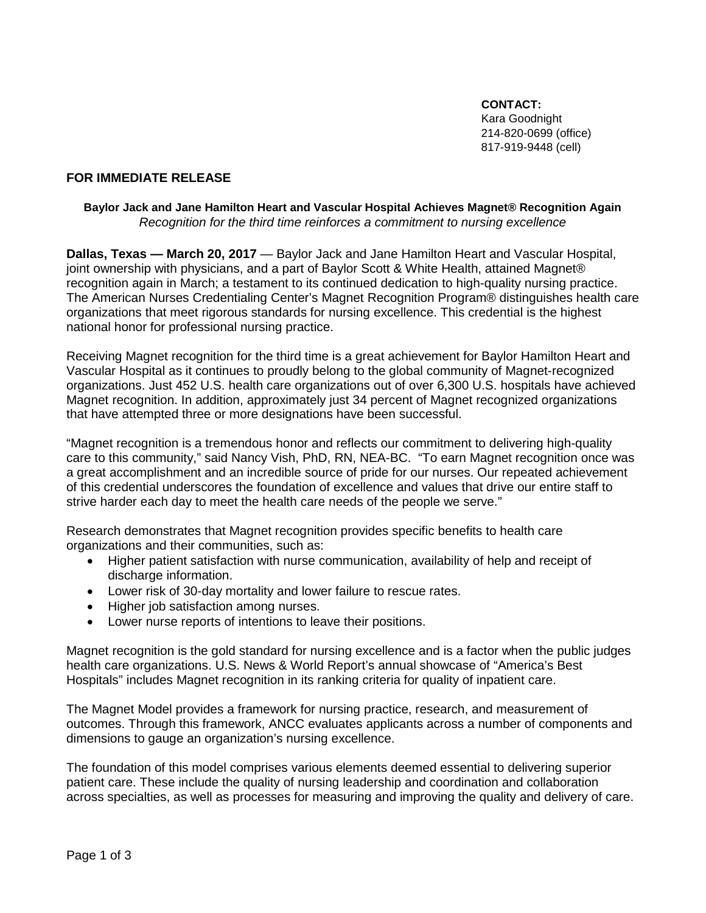**CONTACT:**
Kara Goodnight
214-820-0699 (office)
817-919-9448 (cell)

**FOR IMMEDIATE RELEASE**

**Baylor Jack and Jane Hamilton Heart and Vascular Hospital Achieves Magnet® Recognition Again**
*Recognition for the third time reinforces a commitment to nursing excellence*

**Dallas, Texas — March 20, 2017** — Baylor Jack and Jane Hamilton Heart and Vascular Hospital, joint ownership with physicians, and a part of Baylor Scott & White Health, attained Magnet® recognition again in March; a testament to its continued dedication to high-quality nursing practice. The American Nurses Credentialing Center's Magnet Recognition Program® distinguishes health care organizations that meet rigorous standards for nursing excellence. This credential is the highest national honor for professional nursing practice.

Receiving Magnet recognition for the third time is a great achievement for Baylor Hamilton Heart and Vascular Hospital as it continues to proudly belong to the global community of Magnet-recognized organizations. Just 452 U.S. health care organizations out of over 6,300 U.S. hospitals have achieved Magnet recognition. In addition, approximately just 34 percent of Magnet recognized organizations that have attempted three or more designations have been successful.

"Magnet recognition is a tremendous honor and reflects our commitment to delivering high-quality care to this community," said Nancy Vish, PhD, RN, NEA-BC. "To earn Magnet recognition once was a great accomplishment and an incredible source of pride for our nurses. Our repeated achievement of this credential underscores the foundation of excellence and values that drive our entire staff to strive harder each day to meet the health care needs of the people we serve."

Research demonstrates that Magnet recognition provides specific benefits to health care organizations and their communities, such as:

- Higher patient satisfaction with nurse communication, availability of help and receipt of discharge information.
- Lower risk of 30-day mortality and lower failure to rescue rates.
- Higher job satisfaction among nurses.
- Lower nurse reports of intentions to leave their positions.

Magnet recognition is the gold standard for nursing excellence and is a factor when the public judges health care organizations. U.S. News & World Report's annual showcase of "America's Best Hospitals" includes Magnet recognition in its ranking criteria for quality of inpatient care.

The Magnet Model provides a framework for nursing practice, research, and measurement of outcomes. Through this framework, ANCC evaluates applicants across a number of components and dimensions to gauge an organization's nursing excellence.

The foundation of this model comprises various elements deemed essential to delivering superior patient care. These include the quality of nursing leadership and coordination and collaboration across specialties, as well as processes for measuring and improving the quality and delivery of care.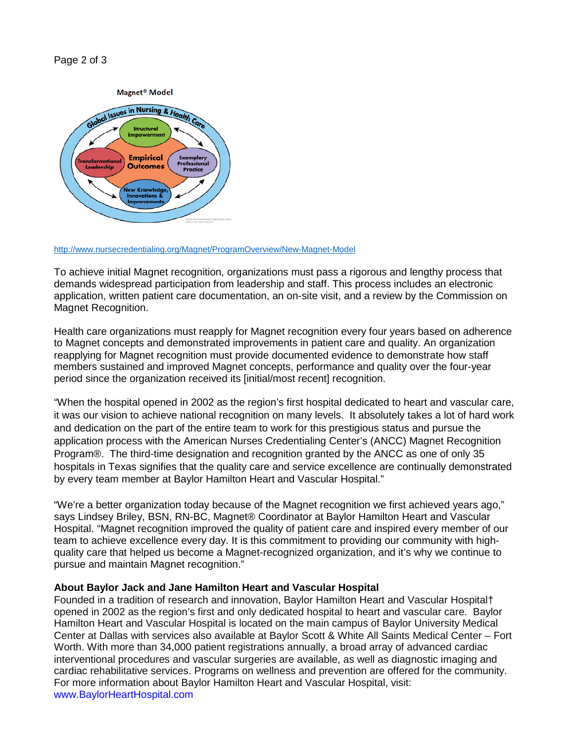Magnet® Model

Global Issues in Nursing & Health Care

Structural Empowerment

Transformational Leadership

Empirical Outcomes

Exemplary Professional Practice

New Knowledge, Innovations & Improvements

http://www.nursecredentialing.org/Magnet/ProgramOverview/New-Magnet-Model

To achieve initial Magnet recognition, organizations must pass a rigorous and lengthy process that demands widespread participation from leadership and staff. This process includes an electronic application, written patient care documentation, an on-site visit, and a review by the Commission on Magnet Recognition.

Health care organizations must reapply for Magnet recognition every four years based on adherence to Magnet concepts and demonstrated improvements in patient care and quality. An organization reapplying for Magnet recognition must provide documented evidence to demonstrate how staff members sustained and improved Magnet concepts, performance and quality over the four-year period since the organization received its [initial/most recent] recognition.

"When the hospital opened in 2002 as the region's first hospital dedicated to heart and vascular care, it was our vision to achieve national recognition on many levels. It absolutely takes a lot of hard work and dedication on the part of the entire team to work for this prestigious status and pursue the application process with the American Nurses Credentialing Center's (ANCC) Magnet Recognition Program®. The third-time designation and recognition granted by the ANCC as one of only 35 hospitals in Texas signifies that the quality care and service excellence are continually demonstrated by every team member at Baylor Hamilton Heart and Vascular Hospital."

"We're a better organization today because of the Magnet recognition we first achieved years ago," says Lindsey Briley, BSN, RN-BC, Magnet® Coordinator at Baylor Hamilton Heart and Vascular Hospital. "Magnet recognition improved the quality of patient care and inspired every member of our team to achieve excellence every day. It is this commitment to providing our community with high-quality care that helped us become a Magnet-recognized organization, and it's why we continue to pursue and maintain Magnet recognition."

**About Baylor Jack and Jane Hamilton Heart and Vascular Hospital**

Founded in a tradition of research and innovation, Baylor Hamilton Heart and Vascular Hospital† opened in 2002 as the region's first and only dedicated hospital to heart and vascular care. Baylor Hamilton Heart and Vascular Hospital is located on the main campus of Baylor University Medical Center at Dallas with services also available at Baylor Scott & White All Saints Medical Center – Fort Worth. With more than 34,000 patient registrations annually, a broad array of advanced cardiac interventional procedures and vascular surgeries are available, as well as diagnostic imaging and cardiac rehabilitative services. Programs on wellness and prevention are offered for the community. For more information about Baylor Hamilton Heart and Vascular Hospital, visit: www.BaylorHeartHospital.com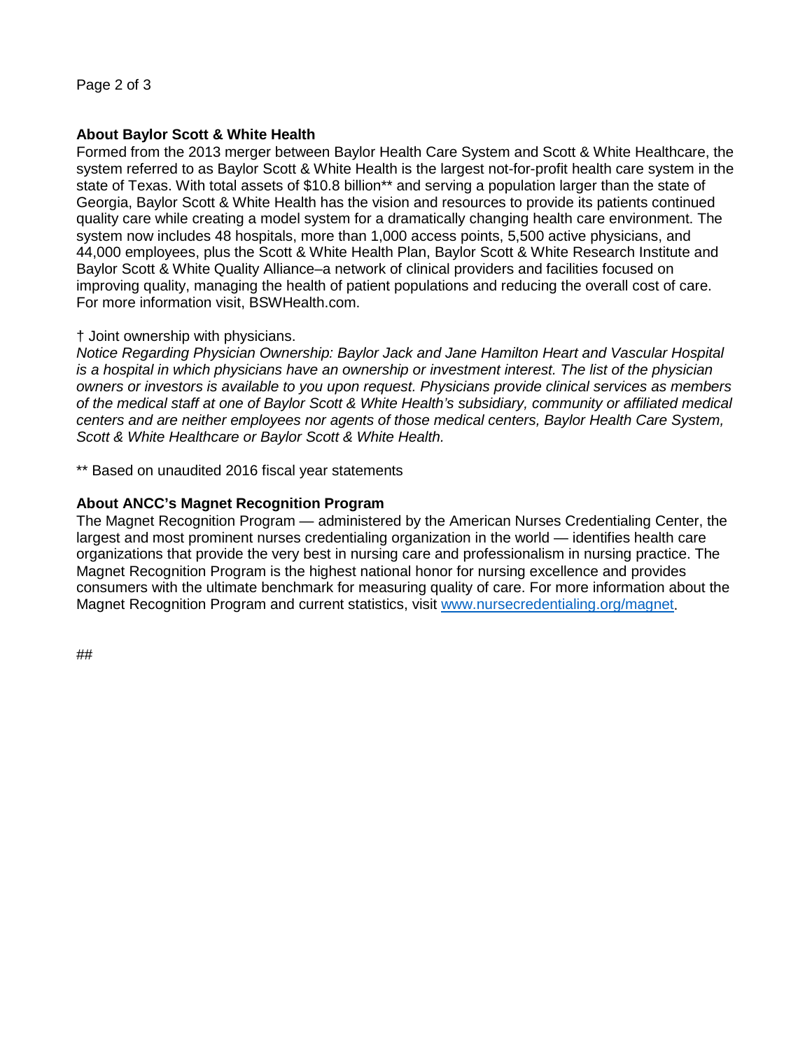**About Baylor Scott & White Health**

Formed from the 2013 merger between Baylor Health Care System and Scott & White Healthcare, the system referred to as Baylor Scott & White Health is the largest not-for-profit health care system in the state of Texas. With total assets of $10.8 billion** and serving a population larger than the state of Georgia, Baylor Scott & White Health has the vision and resources to provide its patients continued quality care while creating a model system for a dramatically changing health care environment. The system now includes 48 hospitals, more than 1,000 access points, 5,500 active physicians, and 44,000 employees, plus the Scott & White Health Plan, Baylor Scott & White Research Institute and Baylor Scott & White Quality Alliance–a network of clinical providers and facilities focused on improving quality, managing the health of patient populations and reducing the overall cost of care. For more information visit, BSWHealth.com.

† Joint ownership with physicians.

*Notice Regarding Physician Ownership: Baylor Jack and Jane Hamilton Heart and Vascular Hospital is a hospital in which physicians have an ownership or investment interest. The list of the physician owners or investors is available to you upon request. Physicians provide clinical services as members of the medical staff at one of Baylor Scott & White Health's subsidiary, community or affiliated medical centers and are neither employees nor agents of those medical centers, Baylor Health Care System, Scott & White Healthcare or Baylor Scott & White Health.*

** Based on unaudited 2016 fiscal year statements

**About ANCC's Magnet Recognition Program**

The Magnet Recognition Program — administered by the American Nurses Credentialing Center, the largest and most prominent nurses credentialing organization in the world — identifies health care organizations that provide the very best in nursing care and professionalism in nursing practice. The Magnet Recognition Program is the highest national honor for nursing excellence and provides consumers with the ultimate benchmark for measuring quality of care. For more information about the Magnet Recognition Program and current statistics, visit [www.nursecredentialing.org/magnet](http://www.nursecredentialing.org/magnet).

##